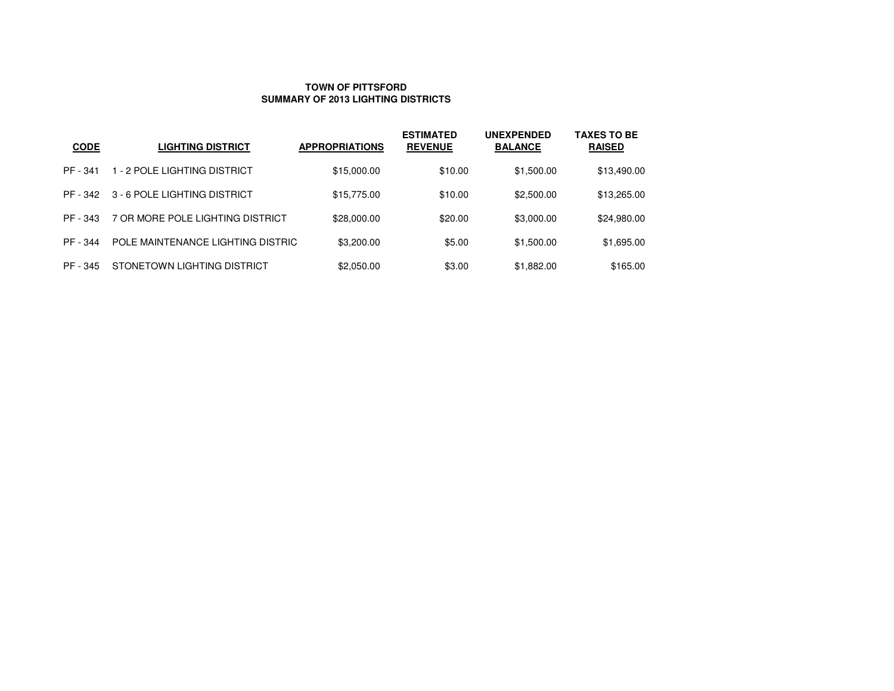**TOWN OF PITTSFORD**
**SUMMARY OF 2013 LIGHTING DISTRICTS**

| CODE | LIGHTING DISTRICT | APPROPRIATIONS | ESTIMATED REVENUE | UNEXPENDED BALANCE | TAXES TO BE RAISED |
|---|---|---|---|---|---|
| PF - 341 | 1 - 2 POLE LIGHTING DISTRICT | $15,000.00 | $10.00 | $1,500.00 | $13,490.00 |
| PF - 342 | 3 - 6 POLE LIGHTING DISTRICT | $15,775.00 | $10.00 | $2,500.00 | $13,265.00 |
| PF - 343 | 7 OR MORE POLE LIGHTING DISTRICT | $28,000.00 | $20.00 | $3,000.00 | $24,980.00 |
| PF - 344 | POLE MAINTENANCE LIGHTING DISTRIC | $3,200.00 | $5.00 | $1,500.00 | $1,695.00 |
| PF - 345 | STONETOWN LIGHTING DISTRICT | $2,050.00 | $3.00 | $1,882.00 | $165.00 |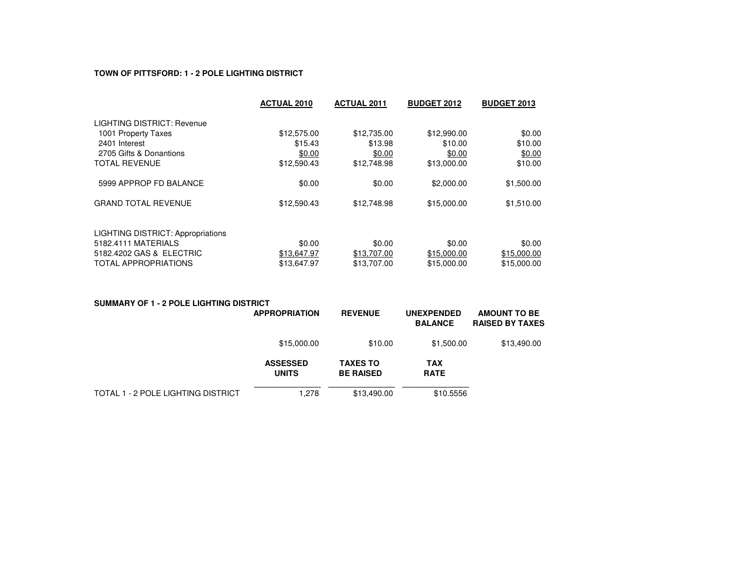**TOWN OF PITTSFORD: 1 - 2 POLE LIGHTING DISTRICT**

| | ACTUAL 2010 | ACTUAL 2011 | BUDGET 2012 | BUDGET 2013 |
|---|---|---|---|---|
| LIGHTING DISTRICT: Revenue | | | | |
| 1001 Property Taxes | $12,575.00 | $12,735.00 | $12,990.00 | $0.00 |
| 2401 Interest | $15.43 | $13.98 | $10.00 | $10.00 |
| 2705 Gifts & Donantions | $0.00 | $0.00 | $0.00 | $0.00 |
| TOTAL REVENUE | $12,590.43 | $12,748.98 | $13,000.00 | $10.00 |
| 5999 APPROP FD BALANCE | $0.00 | $0.00 | $2,000.00 | $1,500.00 |
| GRAND TOTAL REVENUE | $12,590.43 | $12,748.98 | $15,000.00 | $1,510.00 |
| LIGHTING DISTRICT: Appropriations | | | | |
| 5182.4111 MATERIALS | $0.00 | $0.00 | $0.00 | $0.00 |
| 5182.4202 GAS & ELECTRIC | $13,647.97 | $13,707.00 | $15,000.00 | $15,000.00 |
| TOTAL APPROPRIATIONS | $13,647.97 | $13,707.00 | $15,000.00 | $15,000.00 |

**SUMMARY OF 1 - 2 POLE LIGHTING DISTRICT**

| | APPROPRIATION | REVENUE | UNEXPENDED BALANCE | AMOUNT TO BE RAISED BY TAXES |
|---|---|---|---|---|
| | $15,000.00 | $10.00 | $1,500.00 | $13,490.00 |

| | ASSESSED UNITS | TAXES TO BE RAISED | TAX RATE |
|---|---|---|---|
| TOTAL 1 - 2 POLE LIGHTING DISTRICT | 1,278 | $13,490.00 | $10.5556 |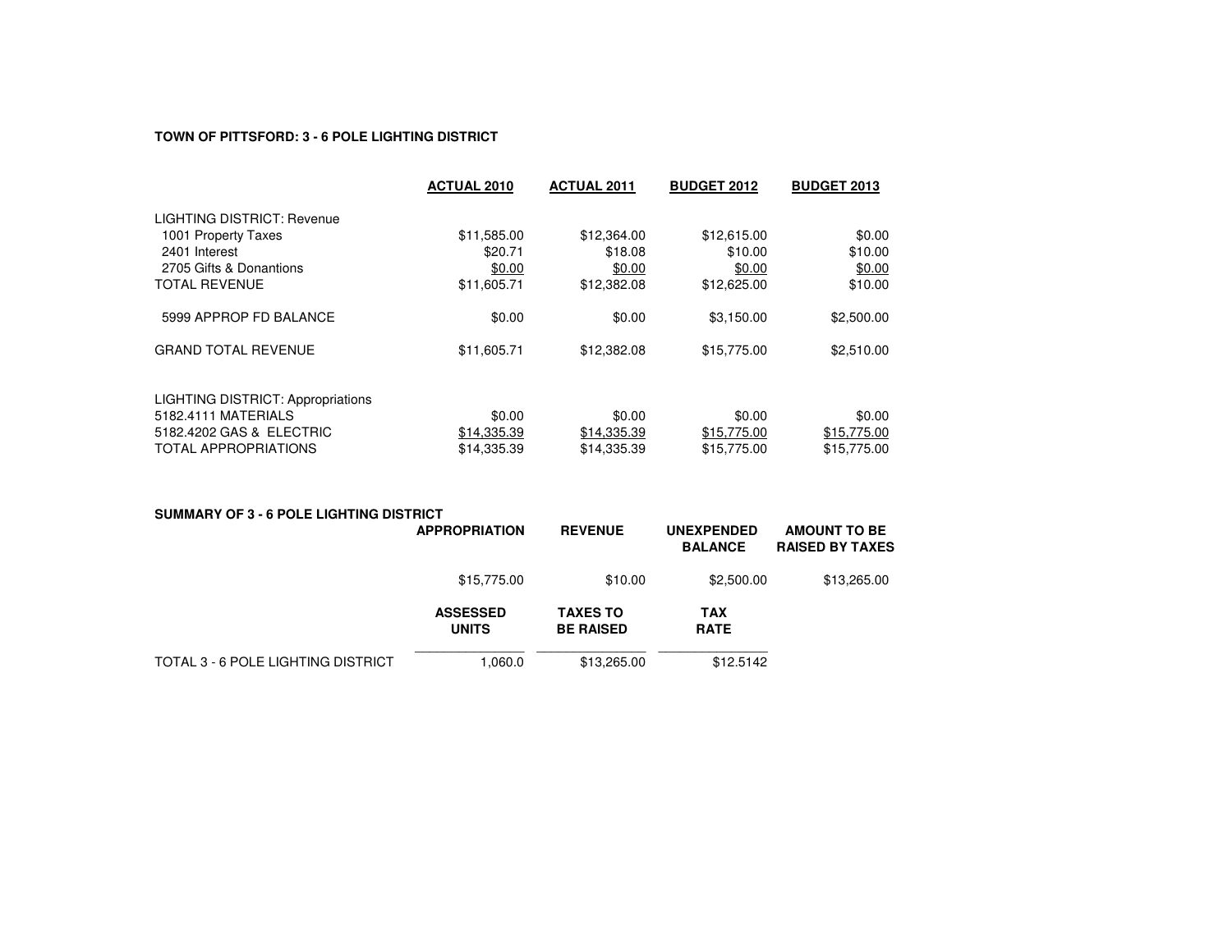**TOWN OF PITTSFORD: 3 - 6 POLE LIGHTING DISTRICT**

| | ACTUAL 2010 | ACTUAL 2011 | BUDGET 2012 | BUDGET 2013 |
|---|---|---|---|---|
| LIGHTING DISTRICT: Revenue | | | | |
| 1001 Property Taxes | $11,585.00 | $12,364.00 | $12,615.00 | $0.00 |
| 2401 Interest | $20.71 | $18.08 | $10.00 | $10.00 |
| 2705 Gifts & Donantions | $0.00 | $0.00 | $0.00 | $0.00 |
| TOTAL REVENUE | $11,605.71 | $12,382.08 | $12,625.00 | $10.00 |
| 5999 APPROP FD BALANCE | $0.00 | $0.00 | $3,150.00 | $2,500.00 |
| GRAND TOTAL REVENUE | $11,605.71 | $12,382.08 | $15,775.00 | $2,510.00 |
| LIGHTING DISTRICT: Appropriations | | | | |
| 5182.4111 MATERIALS | $0.00 | $0.00 | $0.00 | $0.00 |
| 5182.4202 GAS & ELECTRIC | $14,335.39 | $14,335.39 | $15,775.00 | $15,775.00 |
| TOTAL APPROPRIATIONS | $14,335.39 | $14,335.39 | $15,775.00 | $15,775.00 |

**SUMMARY OF 3 - 6 POLE LIGHTING DISTRICT**

| | APPROPRIATION | REVENUE | UNEXPENDED BALANCE | AMOUNT TO BE RAISED BY TAXES |
|---|---|---|---|---|
| | $15,775.00 | $10.00 | $2,500.00 | $13,265.00 |

| | ASSESSED UNITS | TAXES TO BE RAISED | TAX RATE |
|---|---|---|---|
| TOTAL 3 - 6 POLE LIGHTING DISTRICT | 1,060.0 | $13,265.00 | $12.5142 |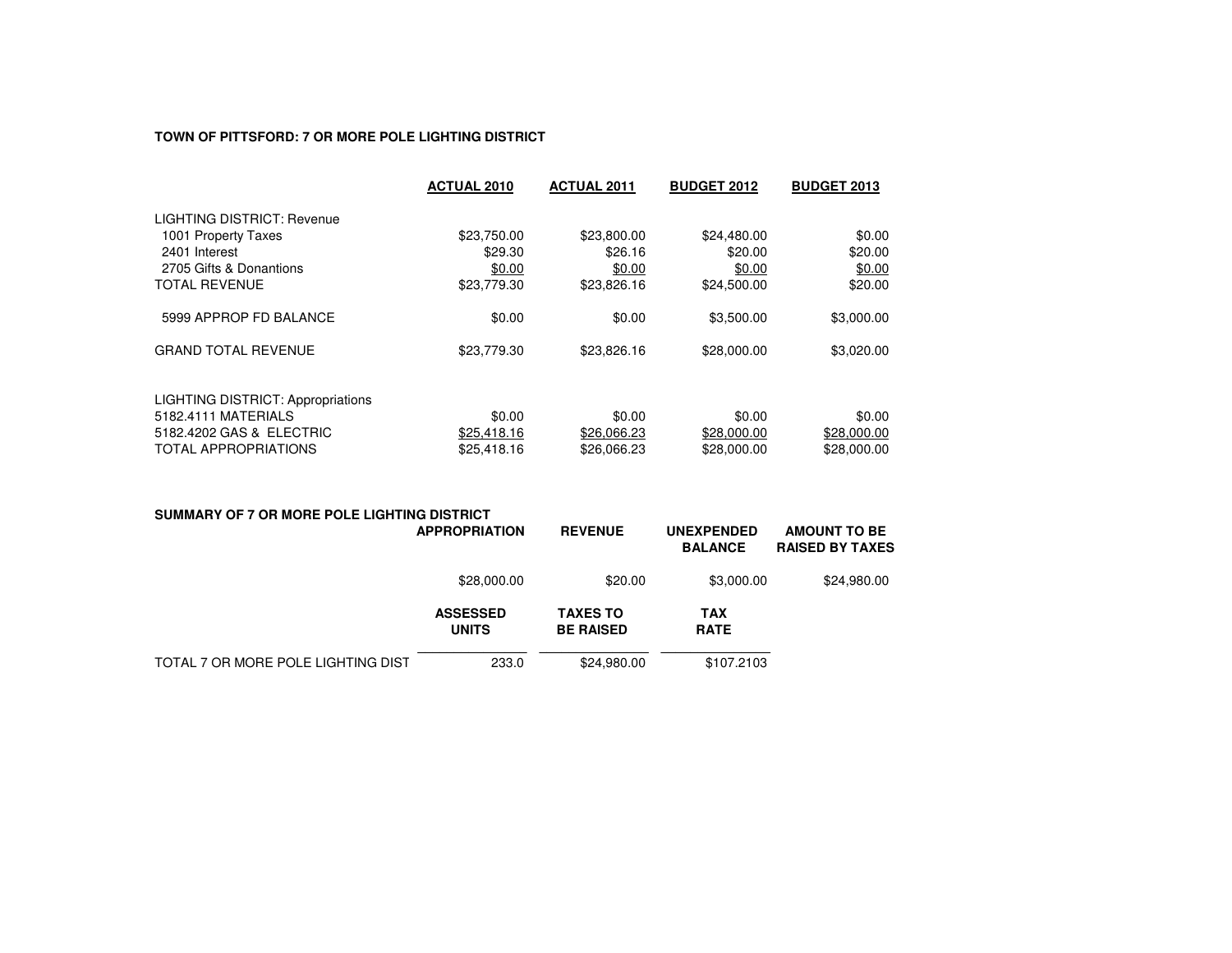**TOWN OF PITTSFORD: 7 OR MORE POLE LIGHTING DISTRICT**

| | ACTUAL 2010 | ACTUAL 2011 | BUDGET 2012 | BUDGET 2013 |
|---|---|---|---|---|
| LIGHTING DISTRICT: Revenue | | | | |
| 1001 Property Taxes | $23,750.00 | $23,800.00 | $24,480.00 | $0.00 |
| 2401 Interest | $29.30 | $26.16 | $20.00 | $20.00 |
| 2705 Gifts & Donantions | $0.00 | $0.00 | $0.00 | $0.00 |
| TOTAL REVENUE | $23,779.30 | $23,826.16 | $24,500.00 | $20.00 |
| 5999 APPROP FD BALANCE | $0.00 | $0.00 | $3,500.00 | $3,000.00 |
| GRAND TOTAL REVENUE | $23,779.30 | $23,826.16 | $28,000.00 | $3,020.00 |
| LIGHTING DISTRICT: Appropriations | | | | |
| 5182.4111 MATERIALS | $0.00 | $0.00 | $0.00 | $0.00 |
| 5182.4202 GAS & ELECTRIC | $25,418.16 | $26,066.23 | $28,000.00 | $28,000.00 |
| TOTAL APPROPRIATIONS | $25,418.16 | $26,066.23 | $28,000.00 | $28,000.00 |

**SUMMARY OF 7 OR MORE POLE LIGHTING DISTRICT**

| | APPROPRIATION | REVENUE | UNEXPENDED BALANCE | AMOUNT TO BE RAISED BY TAXES |
|---|---|---|---|---|
| | $28,000.00 | $20.00 | $3,000.00 | $24,980.00 |

| | ASSESSED UNITS | TAXES TO BE RAISED | TAX RATE |
|---|---|---|---|
| TOTAL 7 OR MORE POLE LIGHTING DIST | 233.0 | $24,980.00 | $107.2103 |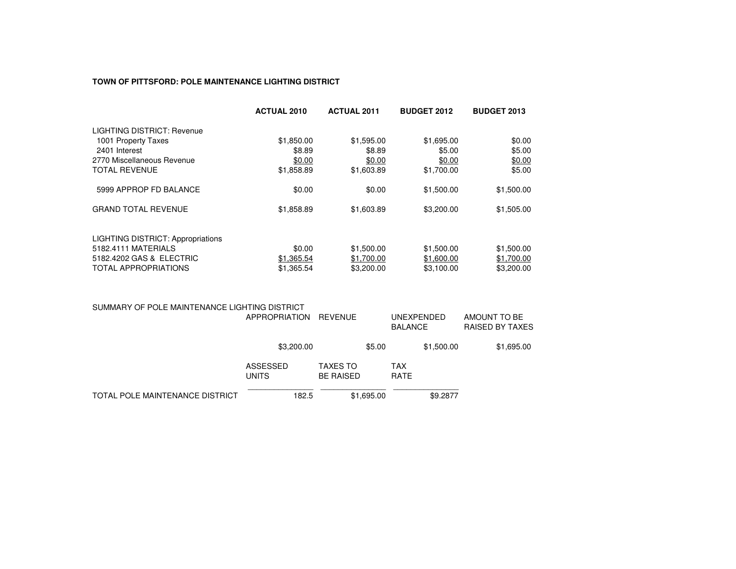**TOWN OF PITTSFORD: POLE MAINTENANCE LIGHTING DISTRICT**

| | **ACTUAL 2010** | **ACTUAL 2011** | **BUDGET 2012** | **BUDGET 2013** |
|---|---|---|---|---|
| LIGHTING DISTRICT: Revenue | | | | |
| 1001 Property Taxes | $1,850.00 | $1,595.00 | $1,695.00 | $0.00 |
| 2401 Interest | $8.89 | $8.89 | $5.00 | $5.00 |
| 2770 Miscellaneous Revenue | $0.00 | $0.00 | $0.00 | $0.00 |
| TOTAL REVENUE | $1,858.89 | $1,603.89 | $1,700.00 | $5.00 |
| 5999 APPROP FD BALANCE | $0.00 | $0.00 | $1,500.00 | $1,500.00 |
| GRAND TOTAL REVENUE | $1,858.89 | $1,603.89 | $3,200.00 | $1,505.00 |
| LIGHTING DISTRICT: Appropriations | | | | |
| 5182.4111 MATERIALS | $0.00 | $1,500.00 | $1,500.00 | $1,500.00 |
| 5182.4202 GAS & ELECTRIC | $1,365.54 | $1,700.00 | $1,600.00 | $1,700.00 |
| TOTAL APPROPRIATIONS | $1,365.54 | $3,200.00 | $3,100.00 | $3,200.00 |

SUMMARY OF POLE MAINTENANCE LIGHTING DISTRICT

| | APPROPRIATION | REVENUE | UNEXPENDED BALANCE | AMOUNT TO BE RAISED BY TAXES |
|---|---|---|---|---|
| | $3,200.00 | $5.00 | $1,500.00 | $1,695.00 |

| | ASSESSED UNITS | TAXES TO BE RAISED | TAX RATE |
|---|---|---|---|
| TOTAL POLE MAINTENANCE DISTRICT | 182.5 | $1,695.00 | $9.2877 |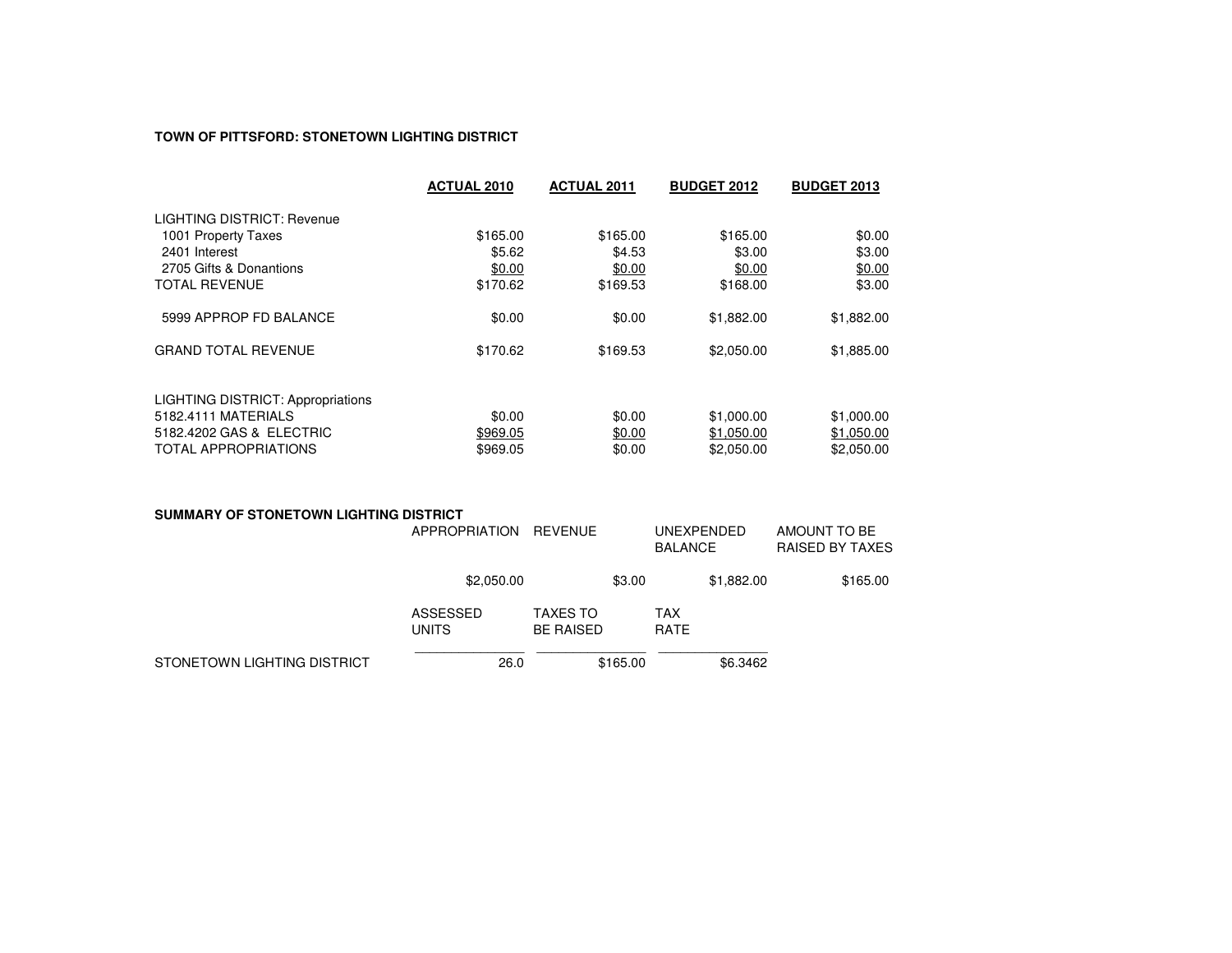**TOWN OF PITTSFORD: STONETOWN LIGHTING DISTRICT**

| | ACTUAL 2010 | ACTUAL 2011 | BUDGET 2012 | BUDGET 2013 |
|---|---|---|---|---|
| LIGHTING DISTRICT: Revenue | | | | |
| 1001 Property Taxes | $165.00 | $165.00 | $165.00 | $0.00 |
| 2401 Interest | $5.62 | $4.53 | $3.00 | $3.00 |
| 2705 Gifts & Donantions | $0.00 | $0.00 | $0.00 | $0.00 |
| TOTAL REVENUE | $170.62 | $169.53 | $168.00 | $3.00 |
| 5999 APPROP FD BALANCE | $0.00 | $0.00 | $1,882.00 | $1,882.00 |
| GRAND TOTAL REVENUE | $170.62 | $169.53 | $2,050.00 | $1,885.00 |
| LIGHTING DISTRICT: Appropriations | | | | |
| 5182.4111 MATERIALS | $0.00 | $0.00 | $1,000.00 | $1,000.00 |
| 5182.4202 GAS & ELECTRIC | $969.05 | $0.00 | $1,050.00 | $1,050.00 |
| TOTAL APPROPRIATIONS | $969.05 | $0.00 | $2,050.00 | $2,050.00 |

**SUMMARY OF STONETOWN LIGHTING DISTRICT**

| APPROPRIATION | REVENUE | UNEXPENDED BALANCE | AMOUNT TO BE RAISED BY TAXES |
|---|---|---|---|
| $2,050.00 | $3.00 | $1,882.00 | $165.00 |

| | ASSESSED UNITS | TAXES TO BE RAISED | TAX RATE |
|---|---|---|---|
| STONETOWN LIGHTING DISTRICT | 26.0 | $165.00 | $6.3462 |